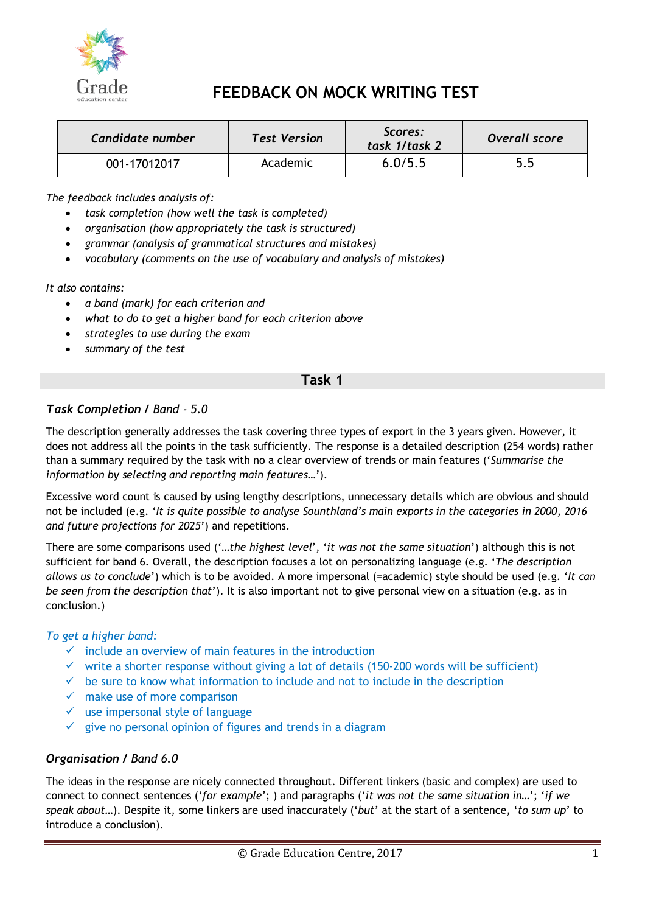# FEEDBACK ON MOCK WRITING TEST

| *Candidate number* | *Test Version* | *Scores: task 1/task 2* | *Overall score* |
|---|---|---|---|
| 001-17012017 | Academic | 6.0/5.5 | 5.5 |

*The feedback includes analysis of:*

- *task completion (how well the task is completed)*
- *organisation (how appropriately the task is structured)*
- *grammar (analysis of grammatical structures and mistakes)*
- *vocabulary (comments on the use of vocabulary and analysis of mistakes)*

*It also contains:*

- *a band (mark) for each criterion and*
- *what to do to get a higher band for each criterion above*
- *strategies to use during the exam*
- *summary of the test*

## Task 1

### *Task Completion / Band - 5.0*

The description generally addresses the task covering three types of export in the 3 years given. However, it does not address all the points in the task sufficiently. The response is a detailed description (254 words) rather than a summary required by the task with no a clear overview of trends or main features ('*Summarise the information by selecting and reporting main features…*').

Excessive word count is caused by using lengthy descriptions, unnecessary details which are obvious and should not be included (e.g. '*It is quite possible to analyse Sounthland's main exports in the categories in 2000, 2016 and future projections for 2025*') and repetitions.

There are some comparisons used ('*…the highest level*', '*it was not the same situation*') although this is not sufficient for band 6. Overall, the description focuses a lot on personalizing language (e.g. '*The description allows us to conclude*') which is to be avoided. A more impersonal (=academic) style should be used (e.g. '*It can be seen from the description that*'). It is also important not to give personal view on a situation (e.g. as in conclusion.)

*To get a higher band:*

- ✓ include an overview of main features in the introduction
- ✓ write a shorter response without giving a lot of details (150-200 words will be sufficient)
- ✓ be sure to know what information to include and not to include in the description
- ✓ make use of more comparison
- ✓ use impersonal style of language
- ✓ give no personal opinion of figures and trends in a diagram

### *Organisation / Band 6.0*

The ideas in the response are nicely connected throughout. Different linkers (basic and complex) are used to connect to connect sentences ('*for example*'; ) and paragraphs ('*it was not the same situation in…*'; '*if we speak about…*). Despite it, some linkers are used inaccurately ('*but*' at the start of a sentence, '*to sum up*' to introduce a conclusion).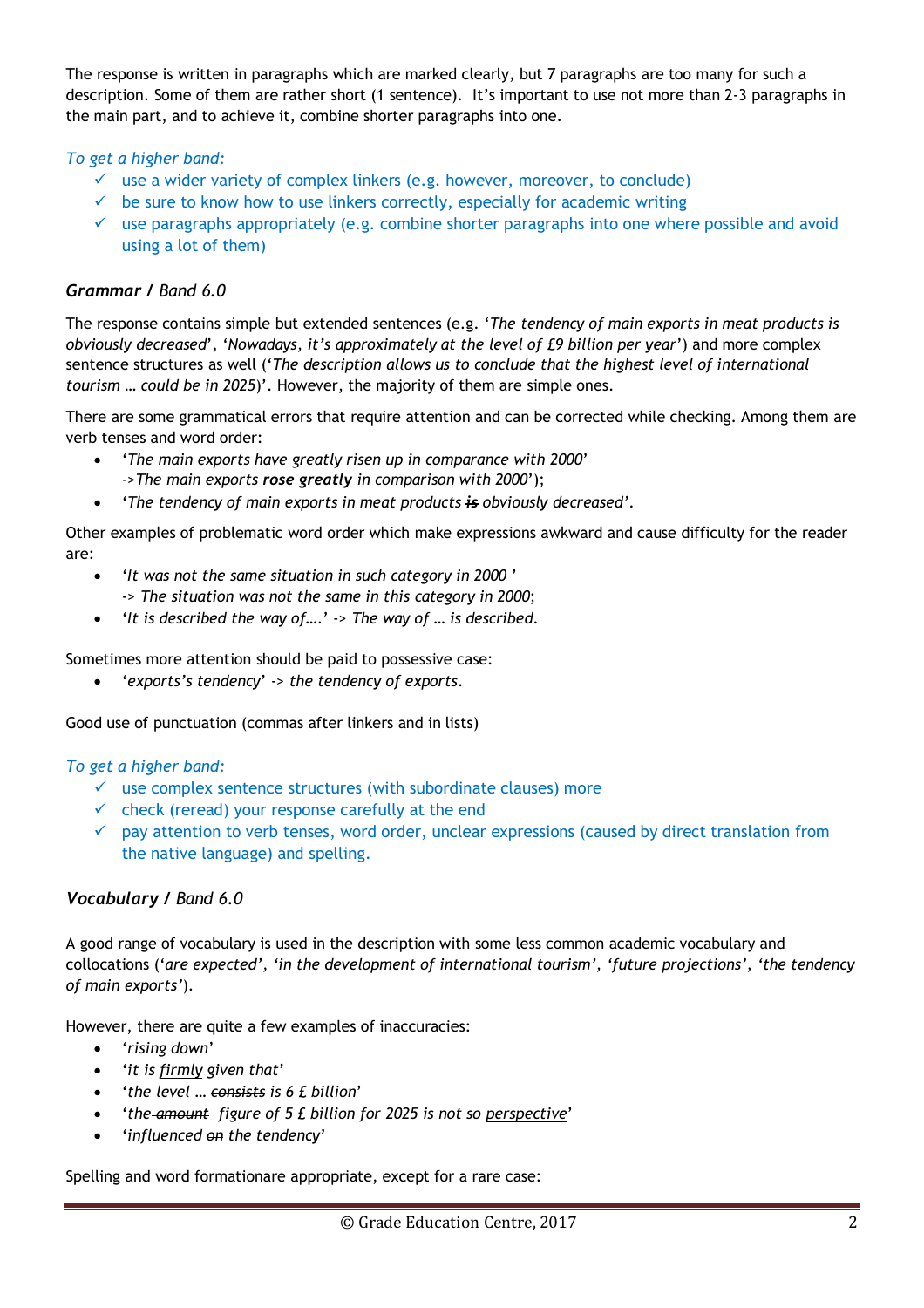The response is written in paragraphs which are marked clearly, but 7 paragraphs are too many for such a description. Some of them are rather short (1 sentence). It's important to use not more than 2-3 paragraphs in the main part, and to achieve it, combine shorter paragraphs into one.

*To get a higher band:*

- ✓ use a wider variety of complex linkers (e.g. however, moreover, to conclude)
- ✓ be sure to know how to use linkers correctly, especially for academic writing
- ✓ use paragraphs appropriately (e.g. combine shorter paragraphs into one where possible and avoid using a lot of them)

### *Grammar / Band 6.0*

The response contains simple but extended sentences (e.g. '*The tendency of main exports in meat products is obviously decreased*', '*Nowadays, it's approximately at the level of £9 billion per year*') and more complex sentence structures as well ('*The description allows us to conclude that the highest level of international tourism … could be in 2025*')'. However, the majority of them are simple ones.

There are some grammatical errors that require attention and can be corrected while checking. Among them are verb tenses and word order:

- '*The main exports have greatly risen up in comparance with 2000*'  
  ->*The main exports **rose greatly** in comparison with 2000*');
- '*The tendency of main exports in meat products **~~is~~** obviously decreased*'.

Other examples of problematic word order which make expressions awkward and cause difficulty for the reader are:

- '*It was not the same situation in such category in 2000* '  
  -> *The situation was not the same in this category in 2000*;
- '*It is described the way of….*' -> *The way of … is described.*

Sometimes more attention should be paid to possessive case:

- '*exports's tendency*' -> *the tendency of exports*.

Good use of punctuation (commas after linkers and in lists)

*To get a higher band:*

- ✓ use complex sentence structures (with subordinate clauses) more
- ✓ check (reread) your response carefully at the end
- ✓ pay attention to verb tenses, word order, unclear expressions (caused by direct translation from the native language) and spelling.

### *Vocabulary / Band 6.0*

A good range of vocabulary is used in the description with some less common academic vocabulary and collocations ('*are expected*', '*in the development of international tourism*', '*future projections*', '*the tendency of main exports*').

However, there are quite a few examples of inaccuracies:

- '*rising down*'
- '*it is <u>firmly</u> given that*'
- '*the level … ~~consists~~ is 6 £ billion*'
- '*the ~~amount~~ figure of 5 £ billion for 2025 is not so <u>perspective</u>*'
- '*influenced ~~on~~ the tendency*'

Spelling and word formationare appropriate, except for a rare case: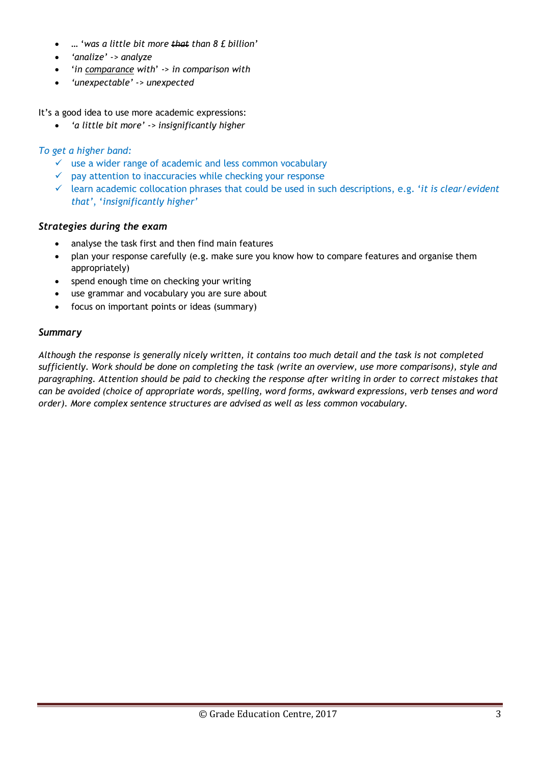- … '*was a little bit more ~~that~~ than 8 £ billion*'
- '*analize*' -> *analyze*
- '*in comparance with*' -> *in comparison with*
- '*unexpectable*' -> *unexpected*

It's a good idea to use more academic expressions:

- '*a little bit more*' -> *insignificantly higher*

*To get a higher band:*

- ✓ use a wider range of academic and less common vocabulary
- ✓ pay attention to inaccuracies while checking your response
- ✓ learn academic collocation phrases that could be used in such descriptions, e.g. '*it is clear/evident that*', '*insignificantly higher*'

### *Strategies during the exam*

- analyse the task first and then find main features
- plan your response carefully (e.g. make sure you know how to compare features and organise them appropriately)
- spend enough time on checking your writing
- use grammar and vocabulary you are sure about
- focus on important points or ideas (summary)

### *Summary*

*Although the response is generally nicely written, it contains too much detail and the task is not completed sufficiently. Work should be done on completing the task (write an overview, use more comparisons), style and paragraphing. Attention should be paid to checking the response after writing in order to correct mistakes that can be avoided (choice of appropriate words, spelling, word forms, awkward expressions, verb tenses and word order). More complex sentence structures are advised as well as less common vocabulary.*